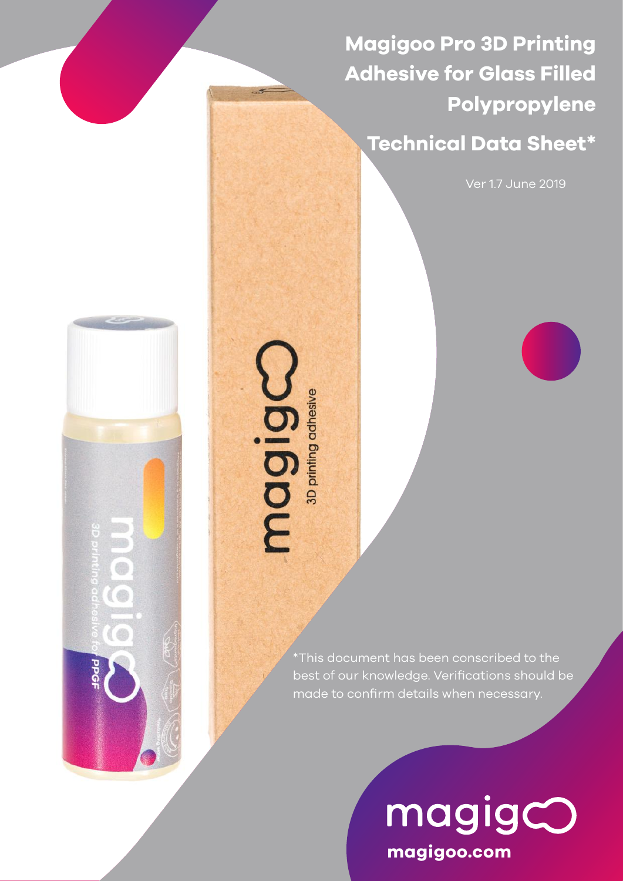# Magigoo Pro 3D Printing Adhesive for Glass Filled Polypropylene

## Technical Data Sheet*

Ver 1.7 June 2019

*This document has been conscribed to the best of our knowledge. Verifications should be made to confirm details when necessary.

magigoo.com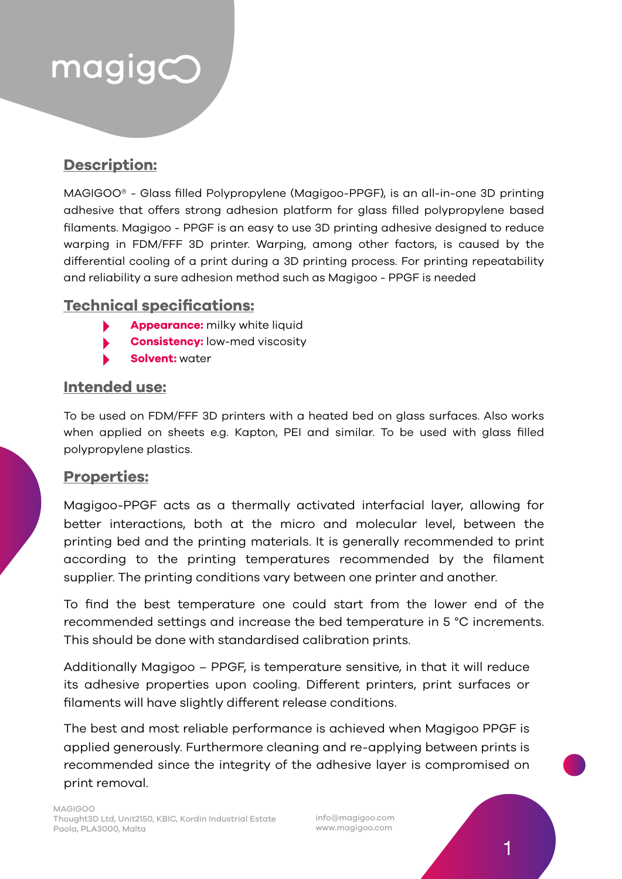## Description:

MAGIGOO® - Glass filled Polypropylene (Magigoo-PPGF), is an all-in-one 3D printing adhesive that offers strong adhesion platform for glass filled polypropylene based filaments. Magigoo - PPGF is an easy to use 3D printing adhesive designed to reduce warping in FDM/FFF 3D printer. Warping, among other factors, is caused by the differential cooling of a print during a 3D printing process. For printing repeatability and reliability a sure adhesion method such as Magigoo - PPGF is needed

## Technical specifications:

- **Appearance:** milky white liquid
- **Consistency:** low-med viscosity
- **Solvent:** water

## Intended use:

To be used on FDM/FFF 3D printers with a heated bed on glass surfaces. Also works when applied on sheets e.g. Kapton, PEI and similar. To be used with glass filled polypropylene plastics.

## Properties:

Magigoo-PPGF acts as a thermally activated interfacial layer, allowing for better interactions, both at the micro and molecular level, between the printing bed and the printing materials. It is generally recommended to print according to the printing temperatures recommended by the filament supplier. The printing conditions vary between one printer and another.

To find the best temperature one could start from the lower end of the recommended settings and increase the bed temperature in 5 °C increments. This should be done with standardised calibration prints.

Additionally Magigoo – PPGF, is temperature sensitive, in that it will reduce its adhesive properties upon cooling. Different printers, print surfaces or filaments will have slightly different release conditions.

The best and most reliable performance is achieved when Magigoo PPGF is applied generously. Furthermore cleaning and re-applying between prints is recommended since the integrity of the adhesive layer is compromised on print removal.

MAGIGOO
Thought3D Ltd, Unit2150, KBIC, Kordin Industrial Estate
Paola, PLA3000, Malta

info@magigoo.com
www.magigoo.com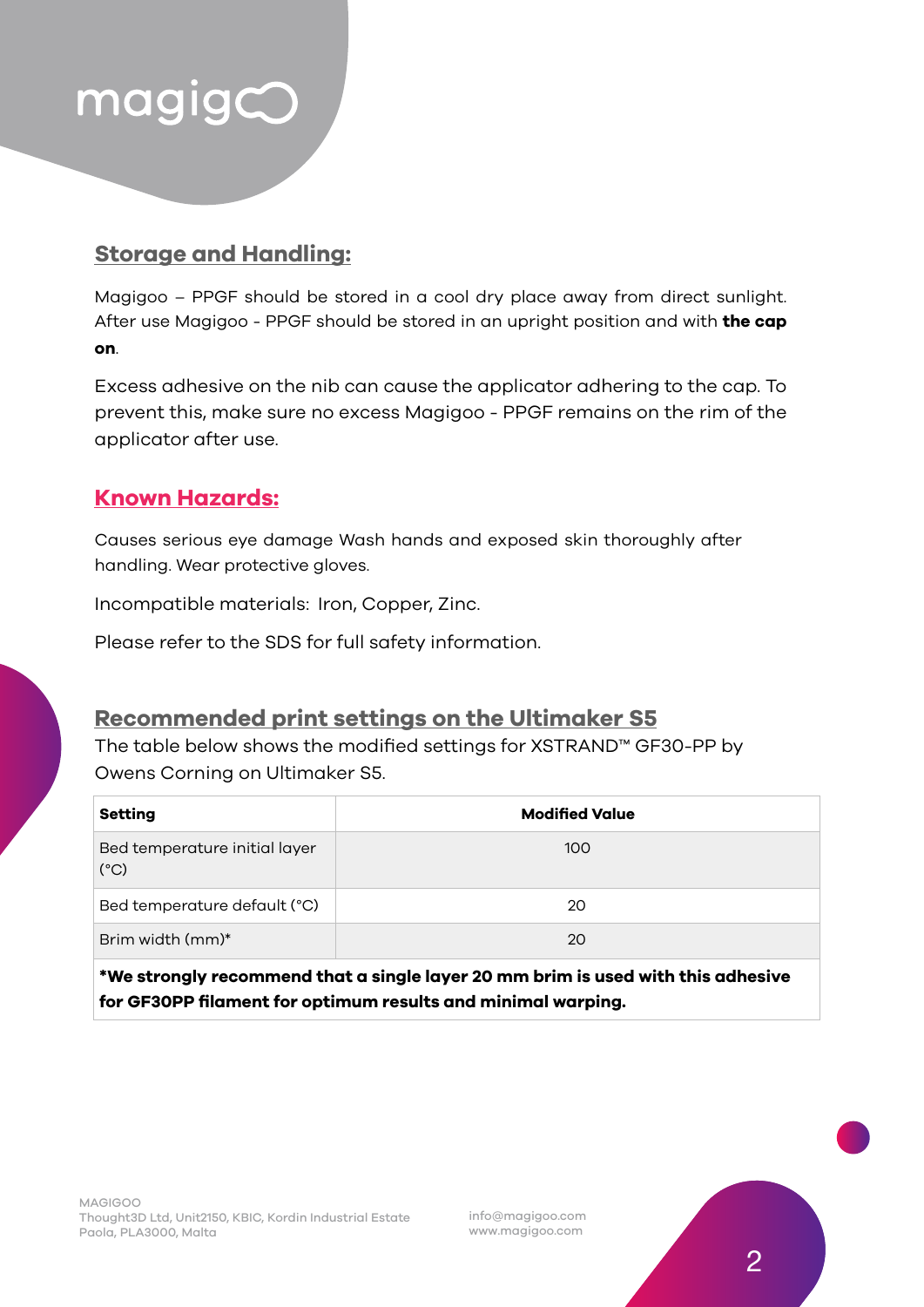## Storage and Handling:

Magigoo – PPGF should be stored in a cool dry place away from direct sunlight. After use Magigoo - PPGF should be stored in an upright position and with **the cap on**.

Excess adhesive on the nib can cause the applicator adhering to the cap. To prevent this, make sure no excess Magigoo - PPGF remains on the rim of the applicator after use.

## Known Hazards:

Causes serious eye damage Wash hands and exposed skin thoroughly after handling. Wear protective gloves.

Incompatible materials:  Iron, Copper, Zinc.

Please refer to the SDS for full safety information.

## Recommended print settings on the Ultimaker S5

The table below shows the modified settings for XSTRAND™ GF30-PP by Owens Corning on Ultimaker S5.

| Setting | Modified Value |
|---|---|
| Bed temperature initial layer (°C) | 100 |
| Bed temperature default (°C) | 20 |
| Brim width (mm)* | 20 |

**\*We strongly recommend that a single layer 20 mm brim is used with this adhesive for GF30PP filament for optimum results and minimal warping.**

MAGIGOO
Thought3D Ltd, Unit2150, KBIC, Kordin Industrial Estate
Paola, PLA3000, Malta

info@magigoo.com
www.magigoo.com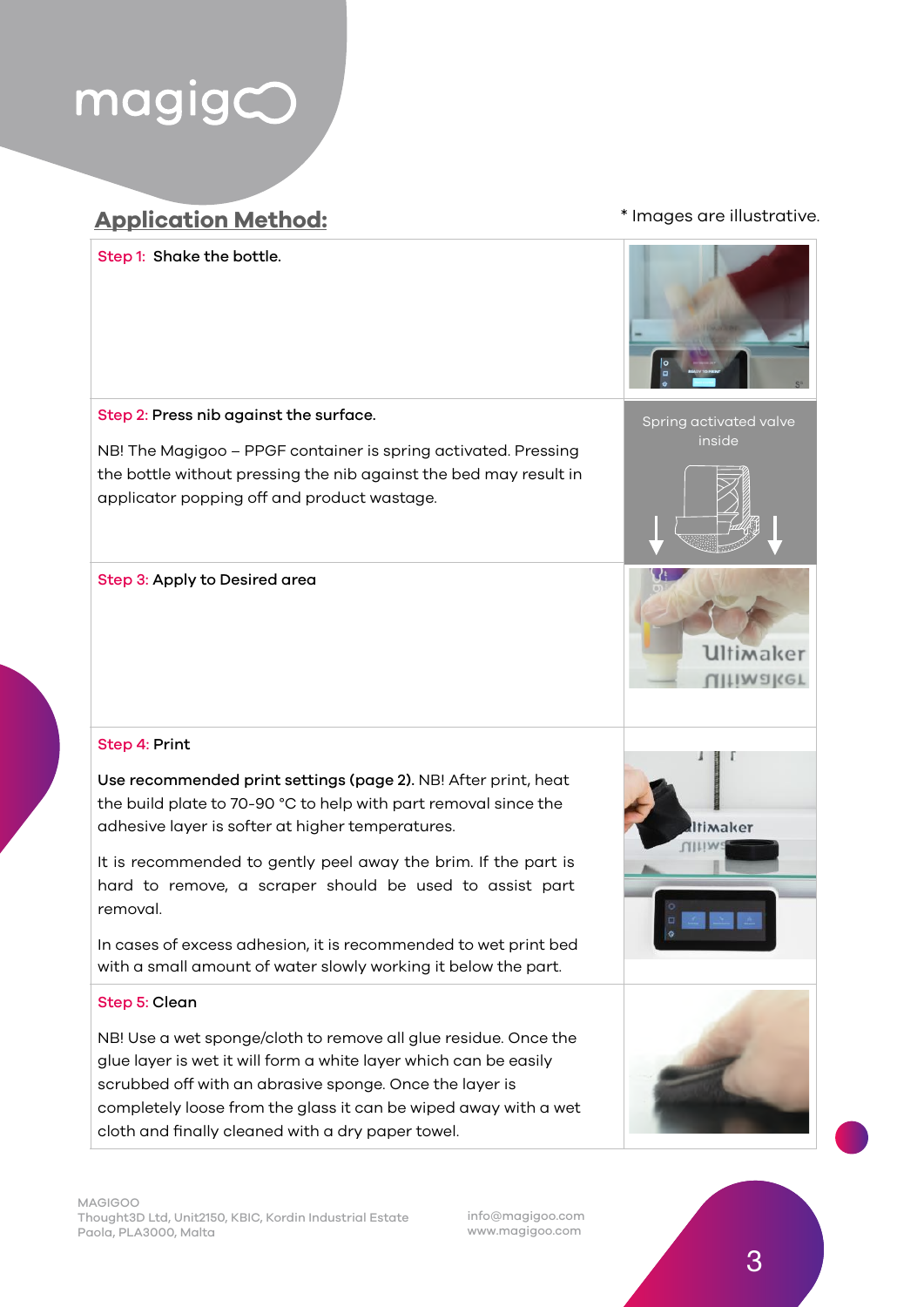magigoo

## Application Method:

\* Images are illustrative.

**Step 1:** Shake the bottle.

**Step 2:** Press nib against the surface.

NB! The Magigoo – PPGF container is spring activated. Pressing the bottle without pressing the nib against the bed may result in applicator popping off and product wastage.

Spring activated valve inside

**Step 3:** Apply to Desired area

**Step 4:** Print

**Use recommended print settings (page 2).** NB! After print, heat the build plate to 70-90 °C to help with part removal since the adhesive layer is softer at higher temperatures.

It is recommended to gently peel away the brim. If the part is hard to remove, a scraper should be used to assist part removal.

In cases of excess adhesion, it is recommended to wet print bed with a small amount of water slowly working it below the part.

**Step 5:** Clean

NB! Use a wet sponge/cloth to remove all glue residue. Once the glue layer is wet it will form a white layer which can be easily scrubbed off with an abrasive sponge. Once the layer is completely loose from the glass it can be wiped away with a wet cloth and finally cleaned with a dry paper towel.

MAGIGOO
Thought3D Ltd, Unit2150, KBIC, Kordin Industrial Estate
Paola, PLA3000, Malta

info@magigoo.com
www.magigoo.com